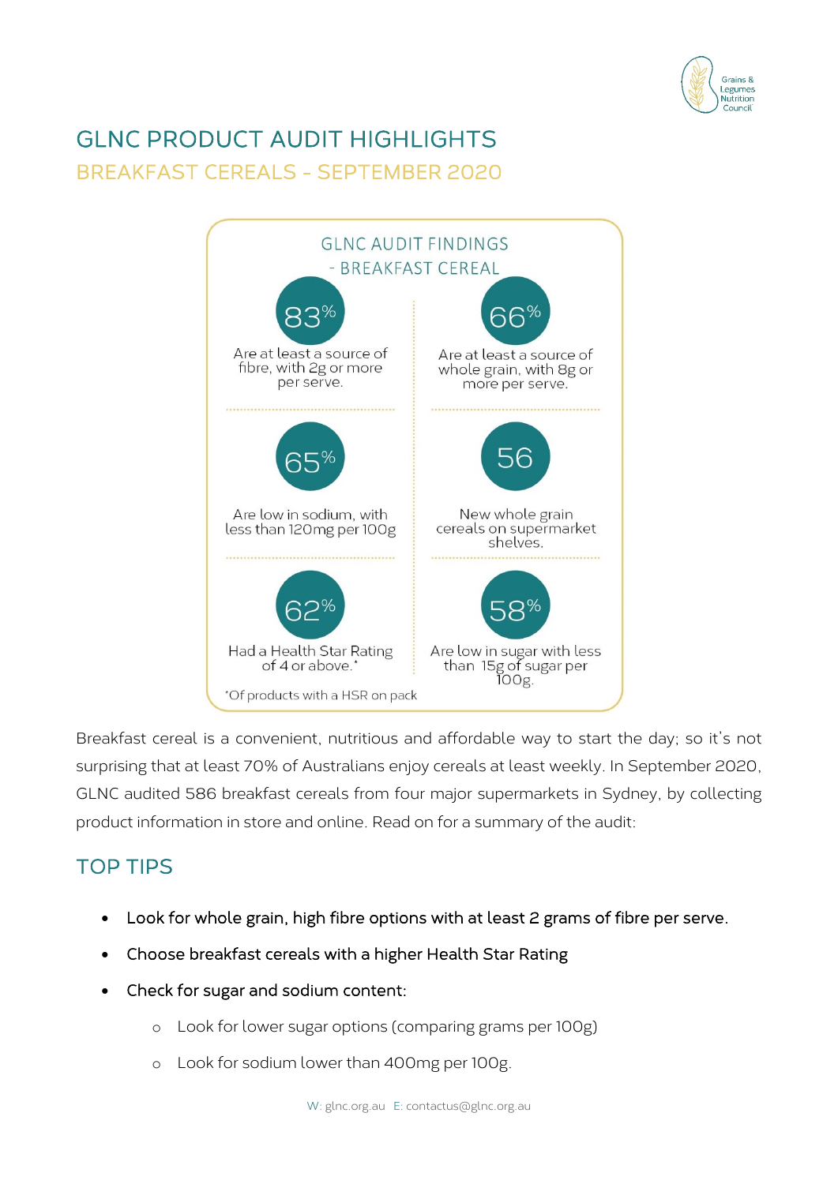# GLNC PRODUCT AUDIT HIGHLIGHTS

## BREAKFAST CEREALS - SEPTEMBER 2020

### GLNC AUDIT FINDINGS - BREAKFAST CEREAL

**83%** Are at least a source of fibre, with 2g or more per serve.

**66%** Are at least a source of whole grain, with 8g or more per serve.

**65%** Are low in sodium, with less than 120mg per 100g

**56** New whole grain cereals on supermarket shelves.

**62%** Had a Health Star Rating of 4 or above.*

**58%** Are low in sugar with less than 15g of sugar per 100g.

*Of products with a HSR on pack

Breakfast cereal is a convenient, nutritious and affordable way to start the day; so it's not surprising that at least 70% of Australians enjoy cereals at least weekly. In September 2020, GLNC audited 586 breakfast cereals from four major supermarkets in Sydney, by collecting product information in store and online. Read on for a summary of the audit:

## TOP TIPS

- Look for whole grain, high fibre options with at least 2 grams of fibre per serve.
- Choose breakfast cereals with a higher Health Star Rating
- Check for sugar and sodium content:
  - Look for lower sugar options (comparing grams per 100g)
  - Look for sodium lower than 400mg per 100g.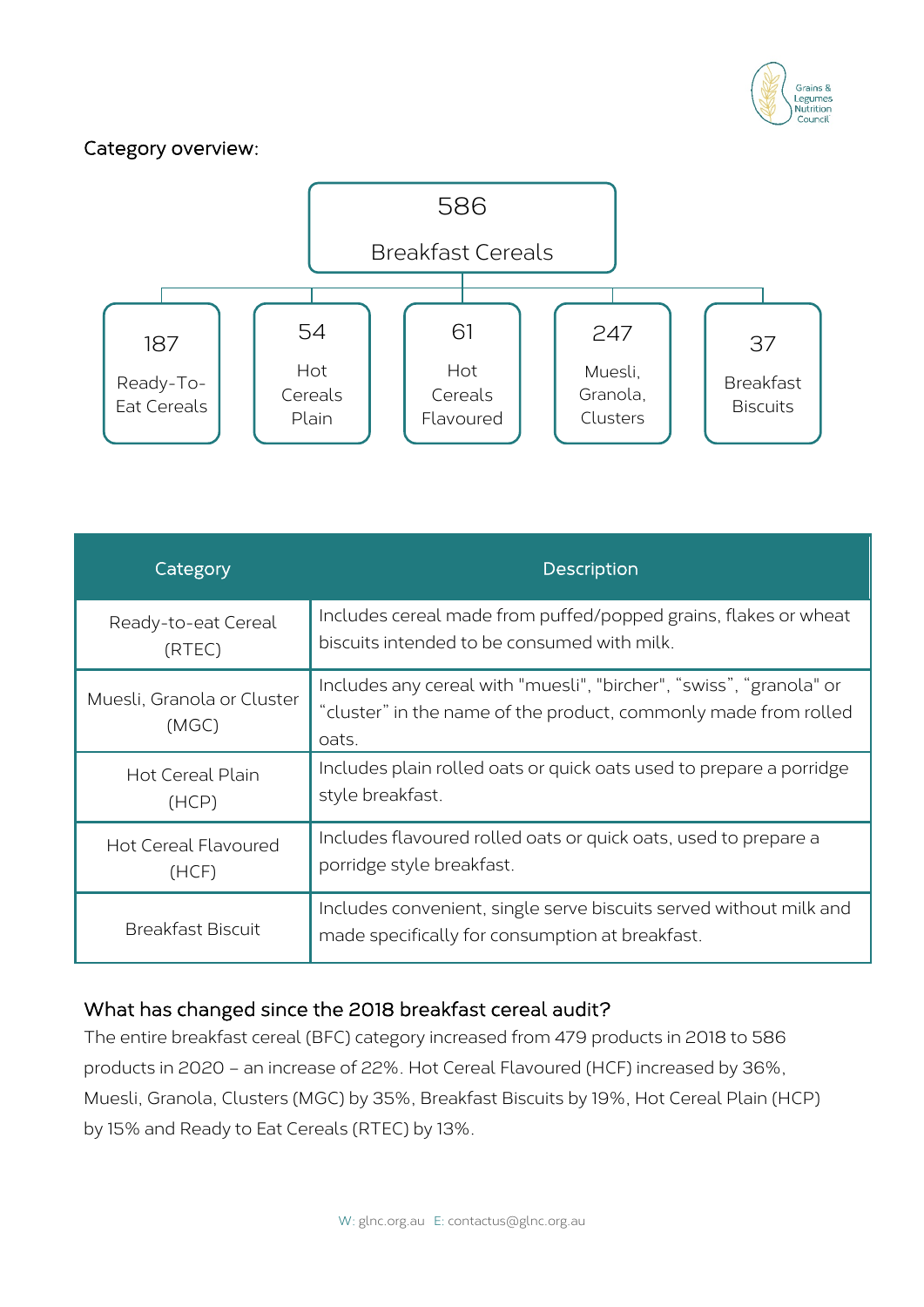Category overview:

**586**
**Breakfast Cereals**

- 187 Ready-To-Eat Cereals
- 54 Hot Cereals Plain
- 61 Hot Cereals Flavoured
- 247 Muesli, Granola, Clusters
- 37 Breakfast Biscuits

| Category | Description |
| --- | --- |
| Ready-to-eat Cereal (RTEC) | Includes cereal made from puffed/popped grains, flakes or wheat biscuits intended to be consumed with milk. |
| Muesli, Granola or Cluster (MGC) | Includes any cereal with "muesli", "bircher", "swiss", "granola" or "cluster" in the name of the product, commonly made from rolled oats. |
| Hot Cereal Plain (HCP) | Includes plain rolled oats or quick oats used to prepare a porridge style breakfast. |
| Hot Cereal Flavoured (HCF) | Includes flavoured rolled oats or quick oats, used to prepare a porridge style breakfast. |
| Breakfast Biscuit | Includes convenient, single serve biscuits served without milk and made specifically for consumption at breakfast. |

## What has changed since the 2018 breakfast cereal audit?

The entire breakfast cereal (BFC) category increased from 479 products in 2018 to 586 products in 2020 – an increase of 22%. Hot Cereal Flavoured (HCF) increased by 36%, Muesli, Granola, Clusters (MGC) by 35%, Breakfast Biscuits by 19%, Hot Cereal Plain (HCP) by 15% and Ready to Eat Cereals (RTEC) by 13%.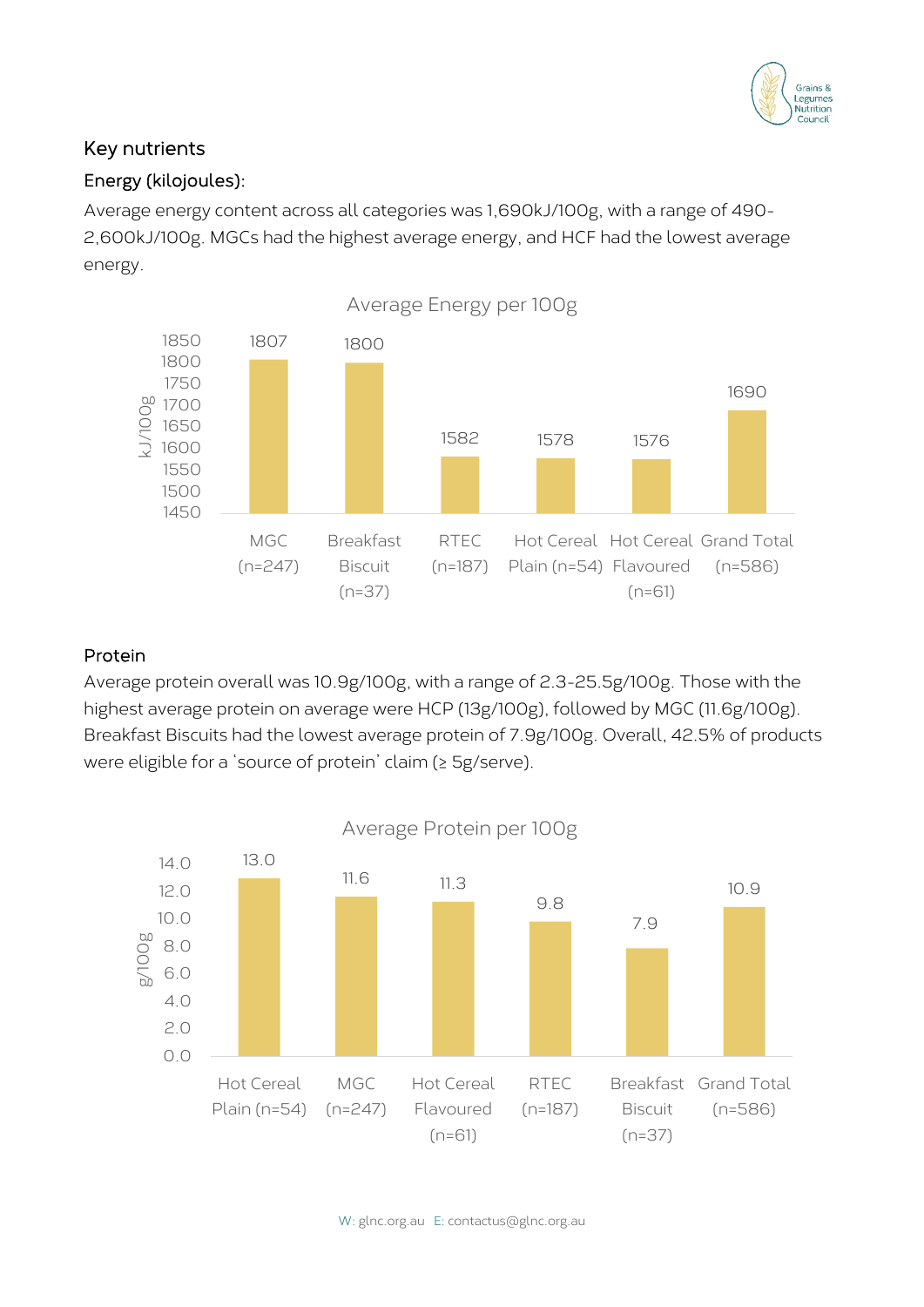## Key nutrients

### Energy (kilojoules):

Average energy content across all categories was 1,690kJ/100g, with a range of 490-2,600kJ/100g. MGCs had the highest average energy, and HCF had the lowest average energy.

**Average Energy per 100g**

| Category | kJ/100g |
|---|---|
| MGC (n=247) | 1807 |
| Breakfast Biscuit (n=37) | 1800 |
| RTEC (n=187) | 1582 |
| Hot Cereal Plain (n=54) | 1578 |
| Hot Cereal Flavoured (n=61) | 1576 |
| Grand Total (n=586) | 1690 |

### Protein

Average protein overall was 10.9g/100g, with a range of 2.3-25.5g/100g. Those with the highest average protein on average were HCP (13g/100g), followed by MGC (11.6g/100g). Breakfast Biscuits had the lowest average protein of 7.9g/100g. Overall, 42.5% of products were eligible for a 'source of protein' claim (≥ 5g/serve).

**Average Protein per 100g**

| Category | g/100g |
|---|---|
| Hot Cereal Plain (n=54) | 13.0 |
| MGC (n=247) | 11.6 |
| Hot Cereal Flavoured (n=61) | 11.3 |
| RTEC (n=187) | 9.8 |
| Breakfast Biscuit (n=37) | 7.9 |
| Grand Total (n=586) | 10.9 |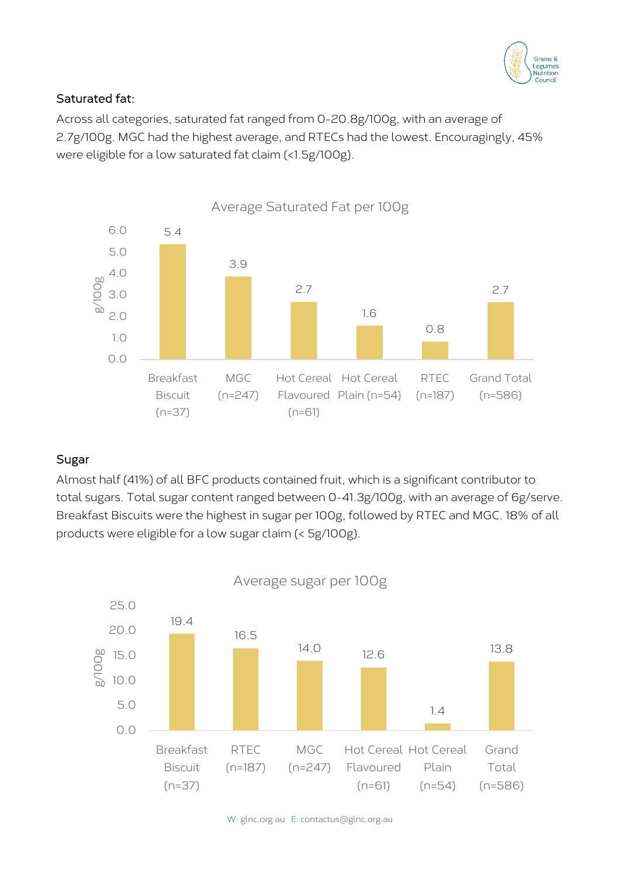## Saturated fat:

Across all categories, saturated fat ranged from 0-20.8g/100g, with an average of 2.7g/100g. MGC had the highest average, and RTECs had the lowest. Encouragingly, 45% were eligible for a low saturated fat claim (<1.5g/100g).

**Average Saturated Fat per 100g**

| Category | g/100g |
| --- | --- |
| Breakfast Biscuit (n=37) | 5.4 |
| MGC (n=247) | 3.9 |
| Hot Cereal Flavoured (n=61) | 2.7 |
| Hot Cereal Plain (n=54) | 1.6 |
| RTEC (n=187) | 0.8 |
| Grand Total (n=586) | 2.7 |

## Sugar

Almost half (41%) of all BFC products contained fruit, which is a significant contributor to total sugars. Total sugar content ranged between 0-41.3g/100g, with an average of 6g/serve. Breakfast Biscuits were the highest in sugar per 100g, followed by RTEC and MGC. 18% of all products were eligible for a low sugar claim (< 5g/100g).

**Average sugar per 100g**

| Category | g/100g |
| --- | --- |
| Breakfast Biscuit (n=37) | 19.4 |
| RTEC (n=187) | 16.5 |
| MGC (n=247) | 14.0 |
| Hot Cereal Flavoured (n=61) | 12.6 |
| Hot Cereal Plain (n=54) | 1.4 |
| Grand Total (n=586) | 13.8 |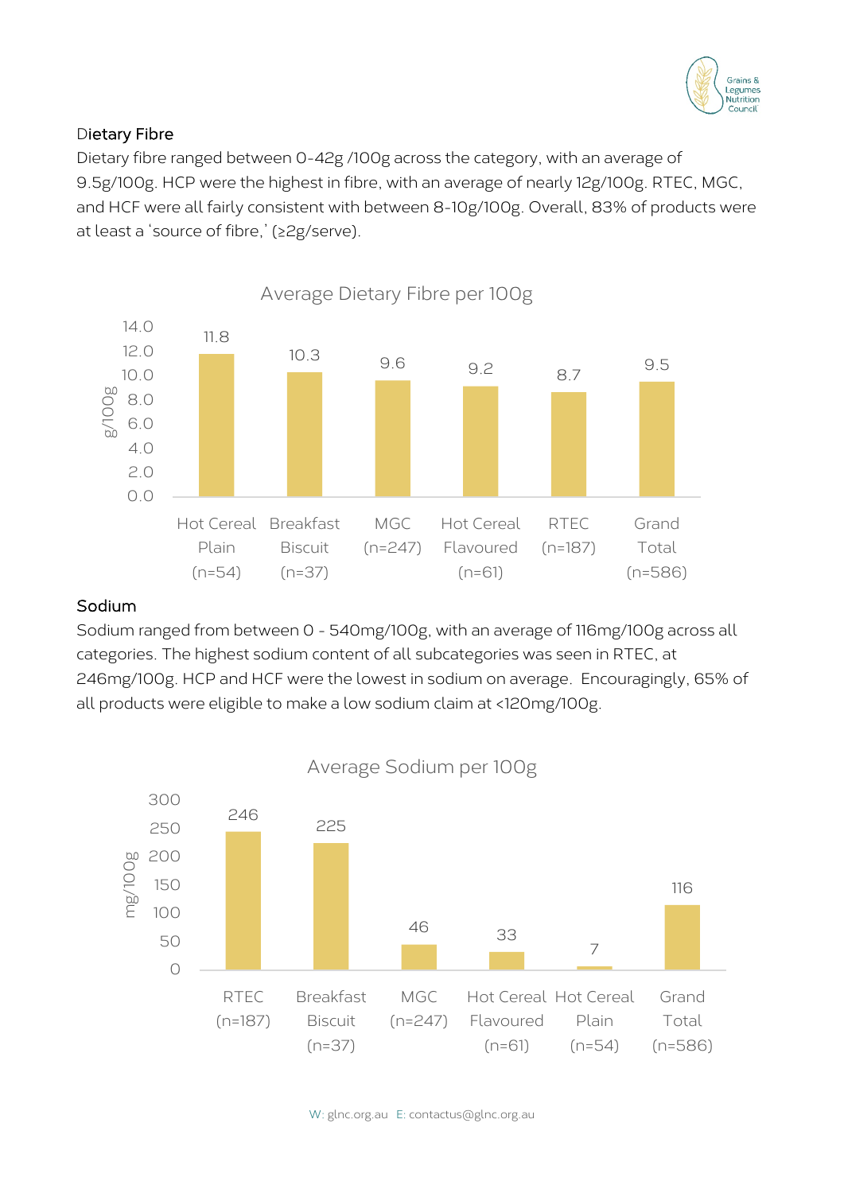## Dietary Fibre

Dietary fibre ranged between 0-42g /100g across the category, with an average of 9.5g/100g. HCP were the highest in fibre, with an average of nearly 12g/100g. RTEC, MGC, and HCF were all fairly consistent with between 8-10g/100g. Overall, 83% of products were at least a 'source of fibre,' (≥2g/serve).

**Average Dietary Fibre per 100g**

| Category | g/100g |
| --- | --- |
| Hot Cereal Plain (n=54) | 11.8 |
| Breakfast Biscuit (n=37) | 10.3 |
| MGC (n=247) | 9.6 |
| Hot Cereal Flavoured (n=61) | 9.2 |
| RTEC (n=187) | 8.7 |
| Grand Total (n=586) | 9.5 |

## Sodium

Sodium ranged from between 0 - 540mg/100g, with an average of 116mg/100g across all categories. The highest sodium content of all subcategories was seen in RTEC, at 246mg/100g. HCP and HCF were the lowest in sodium on average. Encouragingly, 65% of all products were eligible to make a low sodium claim at <120mg/100g.

**Average Sodium per 100g**

| Category | mg/100g |
| --- | --- |
| RTEC (n=187) | 246 |
| Breakfast Biscuit (n=37) | 225 |
| MGC (n=247) | 46 |
| Hot Cereal Flavoured (n=61) | 33 |
| Hot Cereal Plain (n=54) | 7 |
| Grand Total (n=586) | 116 |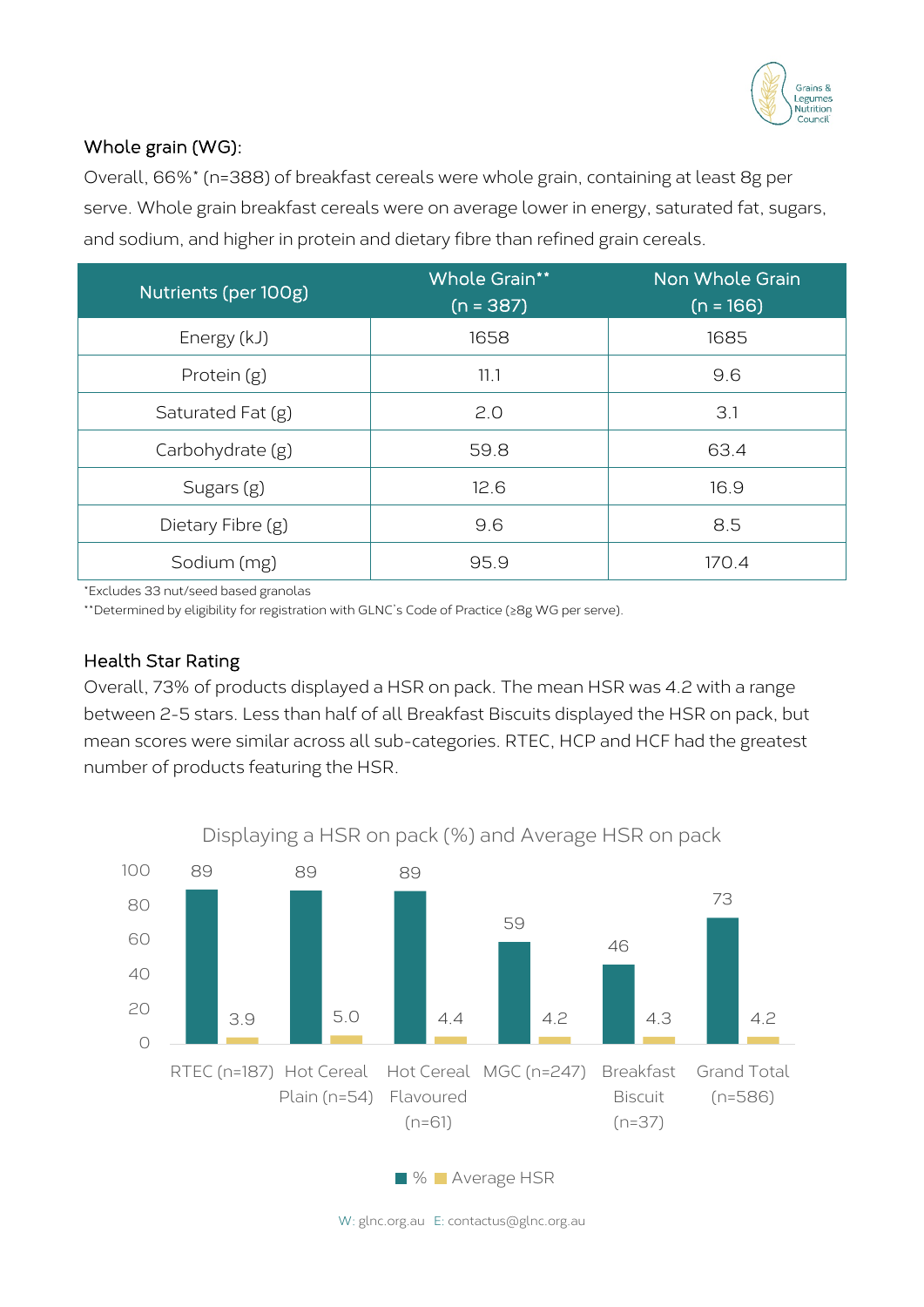### Whole grain (WG):

Overall, 66%* (n=388) of breakfast cereals were whole grain, containing at least 8g per serve. Whole grain breakfast cereals were on average lower in energy, saturated fat, sugars, and sodium, and higher in protein and dietary fibre than refined grain cereals.

| Nutrients (per 100g) | Whole Grain** (n = 387) | Non Whole Grain (n = 166) |
|---|---|---|
| Energy (kJ) | 1658 | 1685 |
| Protein (g) | 11.1 | 9.6 |
| Saturated Fat (g) | 2.0 | 3.1 |
| Carbohydrate (g) | 59.8 | 63.4 |
| Sugars (g) | 12.6 | 16.9 |
| Dietary Fibre (g) | 9.6 | 8.5 |
| Sodium (mg) | 95.9 | 170.4 |

*Excludes 33 nut/seed based granolas

**Determined by eligibility for registration with GLNC's Code of Practice (≥8g WG per serve).

### Health Star Rating

Overall, 73% of products displayed a HSR on pack. The mean HSR was 4.2 with a range between 2-5 stars. Less than half of all Breakfast Biscuits displayed the HSR on pack, but mean scores were similar across all sub-categories. RTEC, HCP and HCF had the greatest number of products featuring the HSR.

Displaying a HSR on pack (%) and Average HSR on pack

100
80
60
40
20
0

89
3.9
RTEC (n=187)

89
5.0
Hot Cereal Plain (n=54)

89
4.4
Hot Cereal Flavoured (n=61)

59
4.2
MGC (n=247)

46
4.3
Breakfast Biscuit (n=37)

73
4.2
Grand Total (n=586)

% Average HSR

W: glnc.org.au E: contactus@glnc.org.au